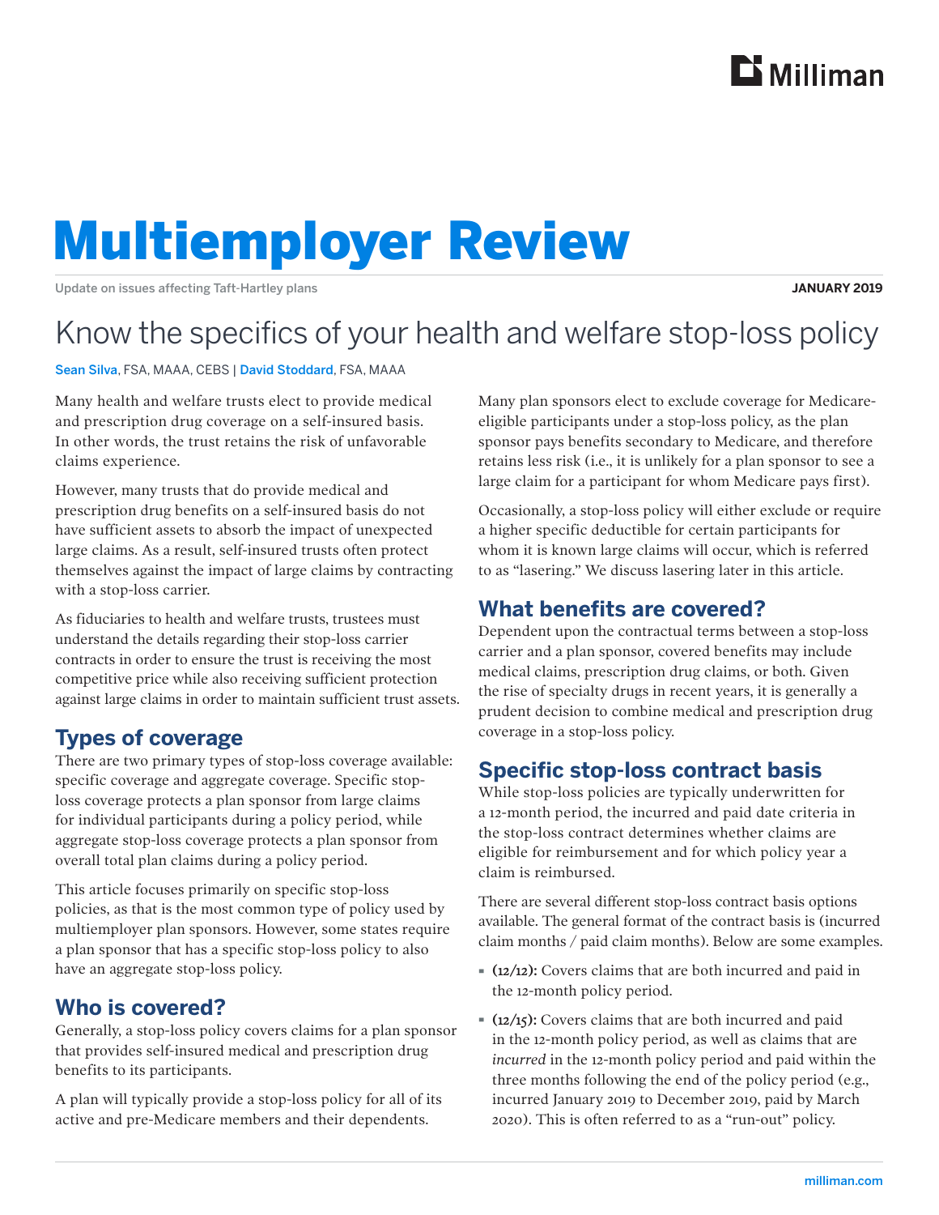# Multiemployer Review

Update on issues affecting Taft-Hartley plans

**JANUARY 2019**

## Know the specifics of your health and welfare stop-loss policy

Sean Silva, FSA, MAAA, CEBS | David Stoddard, FSA, MAAA

Many health and welfare trusts elect to provide medical and prescription drug coverage on a self-insured basis. In other words, the trust retains the risk of unfavorable claims experience.

However, many trusts that do provide medical and prescription drug benefits on a self-insured basis do not have sufficient assets to absorb the impact of unexpected large claims. As a result, self-insured trusts often protect themselves against the impact of large claims by contracting with a stop-loss carrier.

As fiduciaries to health and welfare trusts, trustees must understand the details regarding their stop-loss carrier contracts in order to ensure the trust is receiving the most competitive price while also receiving sufficient protection against large claims in order to maintain sufficient trust assets.

### Types of coverage

There are two primary types of stop-loss coverage available: specific coverage and aggregate coverage. Specific stop-loss coverage protects a plan sponsor from large claims for individual participants during a policy period, while aggregate stop-loss coverage protects a plan sponsor from overall total plan claims during a policy period.

This article focuses primarily on specific stop-loss policies, as that is the most common type of policy used by multiemployer plan sponsors. However, some states require a plan sponsor that has a specific stop-loss policy to also have an aggregate stop-loss policy.

### Who is covered?

Generally, a stop-loss policy covers claims for a plan sponsor that provides self-insured medical and prescription drug benefits to its participants.

A plan will typically provide a stop-loss policy for all of its active and pre-Medicare members and their dependents.

Many plan sponsors elect to exclude coverage for Medicare-eligible participants under a stop-loss policy, as the plan sponsor pays benefits secondary to Medicare, and therefore retains less risk (i.e., it is unlikely for a plan sponsor to see a large claim for a participant for whom Medicare pays first).

Occasionally, a stop-loss policy will either exclude or require a higher specific deductible for certain participants for whom it is known large claims will occur, which is referred to as "lasering." We discuss lasering later in this article.

### What benefits are covered?

Dependent upon the contractual terms between a stop-loss carrier and a plan sponsor, covered benefits may include medical claims, prescription drug claims, or both. Given the rise of specialty drugs in recent years, it is generally a prudent decision to combine medical and prescription drug coverage in a stop-loss policy.

### Specific stop-loss contract basis

While stop-loss policies are typically underwritten for a 12-month period, the incurred and paid date criteria in the stop-loss contract determines whether claims are eligible for reimbursement and for which policy year a claim is reimbursed.

There are several different stop-loss contract basis options available. The general format of the contract basis is (incurred claim months / paid claim months). Below are some examples.

- **(12/12):** Covers claims that are both incurred and paid in the 12-month policy period.
- **(12/15):** Covers claims that are both incurred and paid in the 12-month policy period, as well as claims that are *incurred* in the 12-month policy period and paid within the three months following the end of the policy period (e.g., incurred January 2019 to December 2019, paid by March 2020). This is often referred to as a "run-out" policy.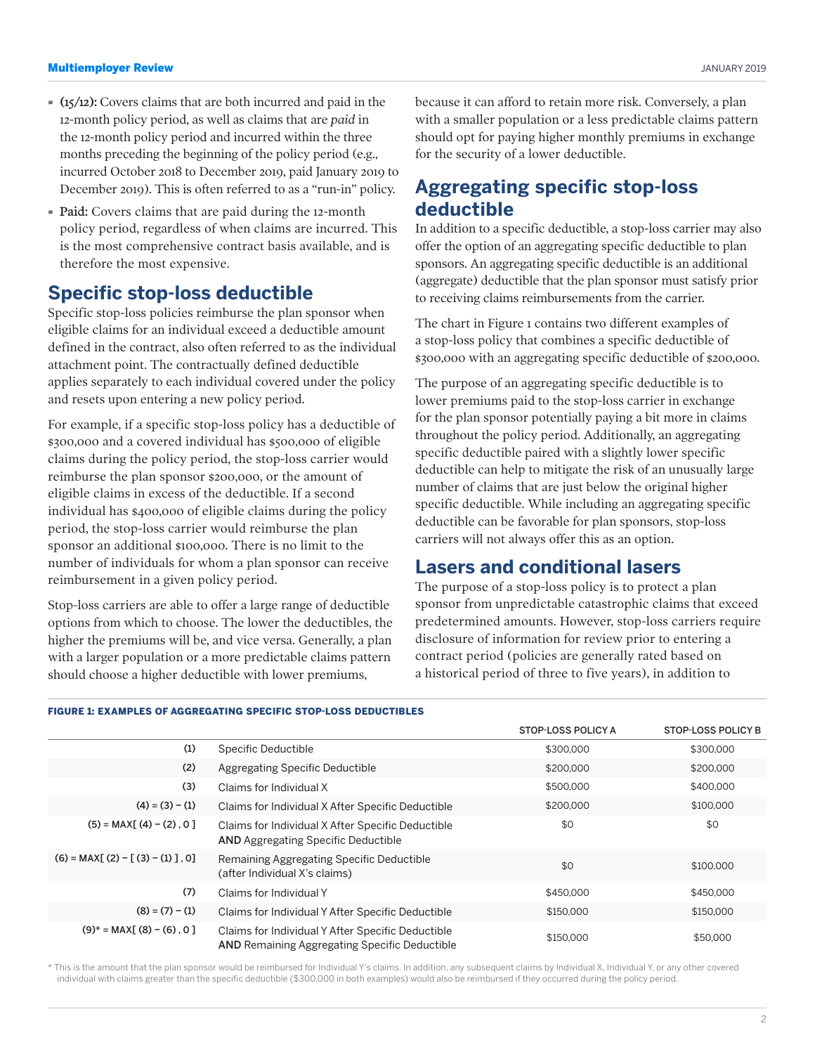- **(15/12):** Covers claims that are both incurred and paid in the 12-month policy period, as well as claims that are *paid* in the 12-month policy period and incurred within the three months preceding the beginning of the policy period (e.g., incurred October 2018 to December 2019, paid January 2019 to December 2019). This is often referred to as a "run-in" policy.
- **Paid:** Covers claims that are paid during the 12-month policy period, regardless of when claims are incurred. This is the most comprehensive contract basis available, and is therefore the most expensive.

## Specific stop-loss deductible

Specific stop-loss policies reimburse the plan sponsor when eligible claims for an individual exceed a deductible amount defined in the contract, also often referred to as the individual attachment point. The contractually defined deductible applies separately to each individual covered under the policy and resets upon entering a new policy period.

For example, if a specific stop-loss policy has a deductible of $300,000 and a covered individual has $500,000 of eligible claims during the policy period, the stop-loss carrier would reimburse the plan sponsor $200,000, or the amount of eligible claims in excess of the deductible. If a second individual has $400,000 of eligible claims during the policy period, the stop-loss carrier would reimburse the plan sponsor an additional $100,000. There is no limit to the number of individuals for whom a plan sponsor can receive reimbursement in a given policy period.

Stop-loss carriers are able to offer a large range of deductible options from which to choose. The lower the deductibles, the higher the premiums will be, and vice versa. Generally, a plan with a larger population or a more predictable claims pattern should choose a higher deductible with lower premiums, because it can afford to retain more risk. Conversely, a plan with a smaller population or a less predictable claims pattern should opt for paying higher monthly premiums in exchange for the security of a lower deductible.

## Aggregating specific stop-loss deductible

In addition to a specific deductible, a stop-loss carrier may also offer the option of an aggregating specific deductible to plan sponsors. An aggregating specific deductible is an additional (aggregate) deductible that the plan sponsor must satisfy prior to receiving claims reimbursements from the carrier.

The chart in Figure 1 contains two different examples of a stop-loss policy that combines a specific deductible of $300,000 with an aggregating specific deductible of $200,000.

The purpose of an aggregating specific deductible is to lower premiums paid to the stop-loss carrier in exchange for the plan sponsor potentially paying a bit more in claims throughout the policy period. Additionally, an aggregating specific deductible paired with a slightly lower specific deductible can help to mitigate the risk of an unusually large number of claims that are just below the original higher specific deductible. While including an aggregating specific deductible can be favorable for plan sponsors, stop-loss carriers will not always offer this as an option.

## Lasers and conditional lasers

The purpose of a stop-loss policy is to protect a plan sponsor from unpredictable catastrophic claims that exceed predetermined amounts. However, stop-loss carriers require disclosure of information for review prior to entering a contract period (policies are generally rated based on a historical period of three to five years), in addition to

**FIGURE 1: EXAMPLES OF AGGREGATING SPECIFIC STOP-LOSS DEDUCTIBLES**

| | | STOP-LOSS POLICY A | STOP-LOSS POLICY B |
|---|---|---|---|
| (1) | Specific Deductible | $300,000 | $300,000 |
| (2) | Aggregating Specific Deductible | $200,000 | $200,000 |
| (3) | Claims for Individual X | $500,000 | $400,000 |
| (4) = (3) − (1) | Claims for Individual X After Specific Deductible | $200,000 | $100,000 |
| (5) = MAX[ (4) − (2) , 0 ] | Claims for Individual X After Specific Deductible **AND** Aggregating Specific Deductible | $0 | $0 |
| (6) = MAX[ (2) − [ (3) − (1) ] , 0] | Remaining Aggregating Specific Deductible (after Individual X's claims) | $0 | $100,000 |
| (7) | Claims for Individual Y | $450,000 | $450,000 |
| (8) = (7) − (1) | Claims for Individual Y After Specific Deductible | $150,000 | $150,000 |
| (9)* = MAX[ (8) − (6) , 0 ] | Claims for Individual Y After Specific Deductible **AND** Remaining Aggregating Specific Deductible | $150,000 | $50,000 |

\* This is the amount that the plan sponsor would be reimbursed for Individual Y's claims. In addition, any subsequent claims by Individual X, Individual Y, or any other covered individual with claims greater than the specific deductible ($300,000 in both examples) would also be reimbursed if they occurred during the policy period.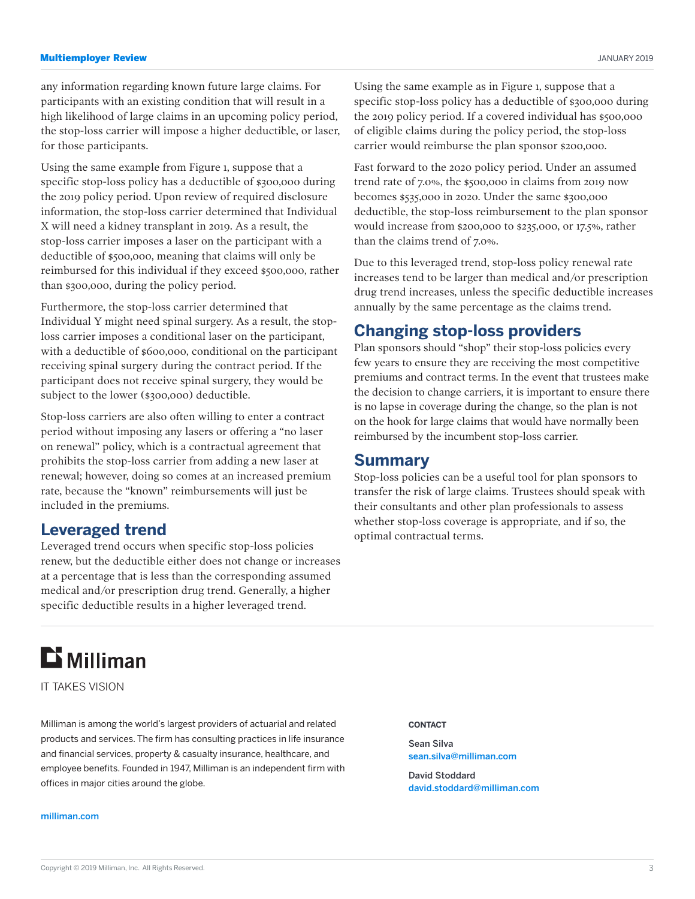any information regarding known future large claims. For participants with an existing condition that will result in a high likelihood of large claims in an upcoming policy period, the stop-loss carrier will impose a higher deductible, or laser, for those participants.

Using the same example from Figure 1, suppose that a specific stop-loss policy has a deductible of $300,000 during the 2019 policy period. Upon review of required disclosure information, the stop-loss carrier determined that Individual X will need a kidney transplant in 2019. As a result, the stop-loss carrier imposes a laser on the participant with a deductible of $500,000, meaning that claims will only be reimbursed for this individual if they exceed $500,000, rather than $300,000, during the policy period.

Furthermore, the stop-loss carrier determined that Individual Y might need spinal surgery. As a result, the stop-loss carrier imposes a conditional laser on the participant, with a deductible of $600,000, conditional on the participant receiving spinal surgery during the contract period. If the participant does not receive spinal surgery, they would be subject to the lower ($300,000) deductible.

Stop-loss carriers are also often willing to enter a contract period without imposing any lasers or offering a "no laser on renewal" policy, which is a contractual agreement that prohibits the stop-loss carrier from adding a new laser at renewal; however, doing so comes at an increased premium rate, because the "known" reimbursements will just be included in the premiums.

## Leveraged trend

Leveraged trend occurs when specific stop-loss policies renew, but the deductible either does not change or increases at a percentage that is less than the corresponding assumed medical and/or prescription drug trend. Generally, a higher specific deductible results in a higher leveraged trend.

Using the same example as in Figure 1, suppose that a specific stop-loss policy has a deductible of $300,000 during the 2019 policy period. If a covered individual has $500,000 of eligible claims during the policy period, the stop-loss carrier would reimburse the plan sponsor $200,000.

Fast forward to the 2020 policy period. Under an assumed trend rate of 7.0%, the $500,000 in claims from 2019 now becomes $535,000 in 2020. Under the same $300,000 deductible, the stop-loss reimbursement to the plan sponsor would increase from $200,000 to $235,000, or 17.5%, rather than the claims trend of 7.0%.

Due to this leveraged trend, stop-loss policy renewal rate increases tend to be larger than medical and/or prescription drug trend increases, unless the specific deductible increases annually by the same percentage as the claims trend.

## Changing stop-loss providers

Plan sponsors should "shop" their stop-loss policies every few years to ensure they are receiving the most competitive premiums and contract terms. In the event that trustees make the decision to change carriers, it is important to ensure there is no lapse in coverage during the change, so the plan is not on the hook for large claims that would have normally been reimbursed by the incumbent stop-loss carrier.

## Summary

Stop-loss policies can be a useful tool for plan sponsors to transfer the risk of large claims. Trustees should speak with their consultants and other plan professionals to assess whether stop-loss coverage is appropriate, and if so, the optimal contractual terms.

Milliman

IT TAKES VISION

Milliman is among the world's largest providers of actuarial and related products and services. The firm has consulting practices in life insurance and financial services, property & casualty insurance, healthcare, and employee benefits. Founded in 1947, Milliman is an independent firm with offices in major cities around the globe.

milliman.com

**CONTACT**

Sean Silva
sean.silva@milliman.com

David Stoddard
david.stoddard@milliman.com

Copyright © 2019 Milliman, Inc. All Rights Reserved.